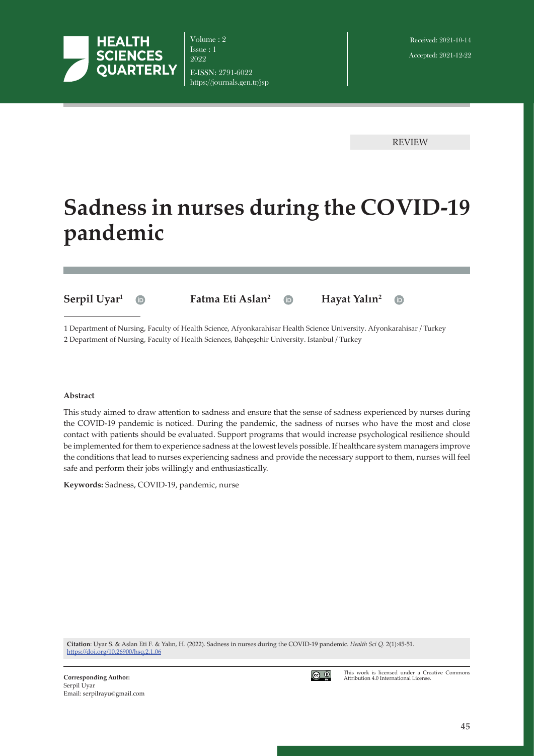REVIEW

# Sadness in nurses during the COVID-19 pandemic

**Serpil Uyar**[1] **Fatma Eti Aslan**[2] **Hayat Yalın**[2]

1 Department of Nursing, Faculty of Health Science, Afyonkarahisar Health Science University. Afyonkarahisar / Turkey
2 Department of Nursing, Faculty of Health Sciences, Bahçeşehir University. Istanbul / Turkey

Received: 2021-10-14
Accepted: 2021-12-22

#### Abstract

This study aimed to draw attention to sadness and ensure that the sense of sadness experienced by nurses during the COVID-19 pandemic is noticed. During the pandemic, the sadness of nurses who have the most and close contact with patients should be evaluated. Support programs that would increase psychological resilience should be implemented for them to experience sadness at the lowest levels possible. If healthcare system managers improve the conditions that lead to nurses experiencing sadness and provide the necessary support to them, nurses will feel safe and perform their jobs willingly and enthusiastically.

**Keywords:** Sadness, COVID-19, pandemic, nurse

**Citation**: Uyar S. & Aslan Eti F. & Yalın, H. (2022). Sadness in nurses during the COVID-19 pandemic. *Health Sci Q.* 2(1):45-51. https://doi.org/10.26900/hsq.2.1.06

**Corresponding Author:**
Serpil Uyar
Email: serpilrayu@gmail.com

This work is licensed under a Creative Commons Attribution 4.0 International License.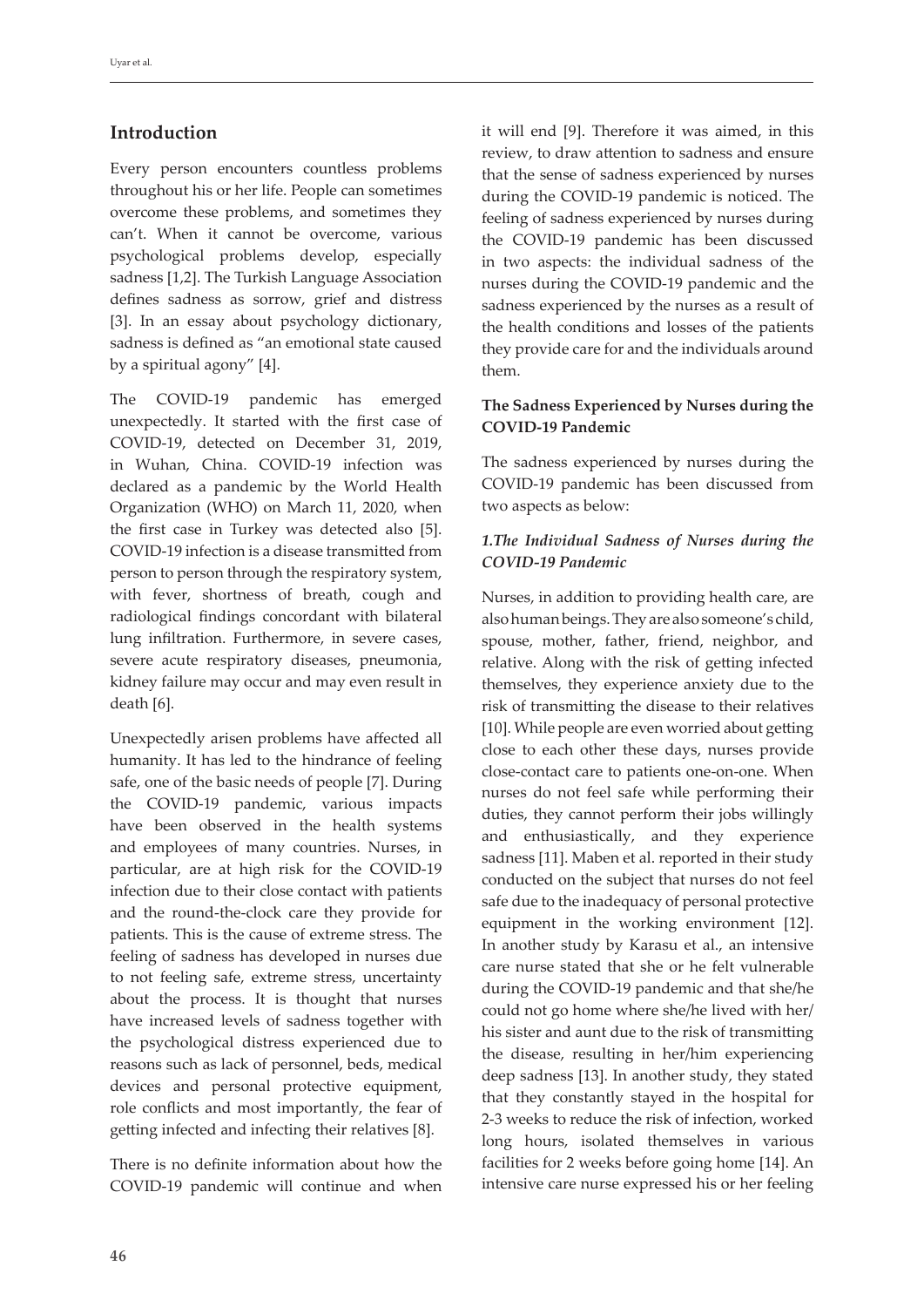## Introduction

Every person encounters countless problems throughout his or her life. People can sometimes overcome these problems, and sometimes they can't. When it cannot be overcome, various psychological problems develop, especially sadness [1,2]. The Turkish Language Association defines sadness as sorrow, grief and distress [3]. In an essay about psychology dictionary, sadness is defined as "an emotional state caused by a spiritual agony" [4].

The COVID-19 pandemic has emerged unexpectedly. It started with the first case of COVID-19, detected on December 31, 2019, in Wuhan, China. COVID-19 infection was declared as a pandemic by the World Health Organization (WHO) on March 11, 2020, when the first case in Turkey was detected also [5]. COVID-19 infection is a disease transmitted from person to person through the respiratory system, with fever, shortness of breath, cough and radiological findings concordant with bilateral lung infiltration. Furthermore, in severe cases, severe acute respiratory diseases, pneumonia, kidney failure may occur and may even result in death [6].

Unexpectedly arisen problems have affected all humanity. It has led to the hindrance of feeling safe, one of the basic needs of people [7]. During the COVID-19 pandemic, various impacts have been observed in the health systems and employees of many countries. Nurses, in particular, are at high risk for the COVID-19 infection due to their close contact with patients and the round-the-clock care they provide for patients. This is the cause of extreme stress. The feeling of sadness has developed in nurses due to not feeling safe, extreme stress, uncertainty about the process. It is thought that nurses have increased levels of sadness together with the psychological distress experienced due to reasons such as lack of personnel, beds, medical devices and personal protective equipment, role conflicts and most importantly, the fear of getting infected and infecting their relatives [8].

There is no definite information about how the COVID-19 pandemic will continue and when it will end [9]. Therefore it was aimed, in this review, to draw attention to sadness and ensure that the sense of sadness experienced by nurses during the COVID-19 pandemic is noticed. The feeling of sadness experienced by nurses during the COVID-19 pandemic has been discussed in two aspects: the individual sadness of the nurses during the COVID-19 pandemic and the sadness experienced by the nurses as a result of the health conditions and losses of the patients they provide care for and the individuals around them.

### The Sadness Experienced by Nurses during the COVID-19 Pandemic

The sadness experienced by nurses during the COVID-19 pandemic has been discussed from two aspects as below:

#### *1.The Individual Sadness of Nurses during the COVID-19 Pandemic*

Nurses, in addition to providing health care, are also human beings. They are also someone's child, spouse, mother, father, friend, neighbor, and relative. Along with the risk of getting infected themselves, they experience anxiety due to the risk of transmitting the disease to their relatives [10]. While people are even worried about getting close to each other these days, nurses provide close-contact care to patients one-on-one. When nurses do not feel safe while performing their duties, they cannot perform their jobs willingly and enthusiastically, and they experience sadness [11]. Maben et al. reported in their study conducted on the subject that nurses do not feel safe due to the inadequacy of personal protective equipment in the working environment [12]. In another study by Karasu et al., an intensive care nurse stated that she or he felt vulnerable during the COVID-19 pandemic and that she/he could not go home where she/he lived with her/his sister and aunt due to the risk of transmitting the disease, resulting in her/him experiencing deep sadness [13]. In another study, they stated that they constantly stayed in the hospital for 2-3 weeks to reduce the risk of infection, worked long hours, isolated themselves in various facilities for 2 weeks before going home [14]. An intensive care nurse expressed his or her feeling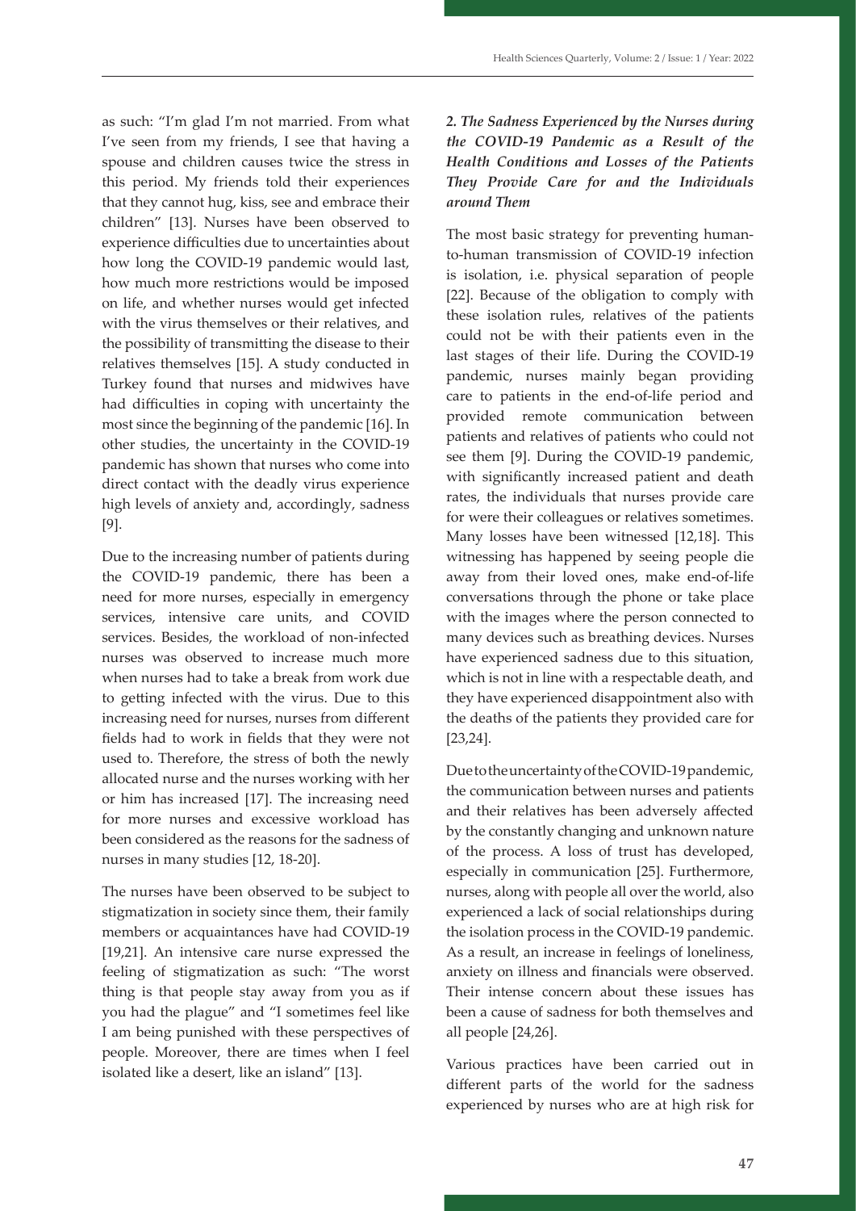as such: "I'm glad I'm not married. From what I've seen from my friends, I see that having a spouse and children causes twice the stress in this period. My friends told their experiences that they cannot hug, kiss, see and embrace their children" [13]. Nurses have been observed to experience difficulties due to uncertainties about how long the COVID-19 pandemic would last, how much more restrictions would be imposed on life, and whether nurses would get infected with the virus themselves or their relatives, and the possibility of transmitting the disease to their relatives themselves [15]. A study conducted in Turkey found that nurses and midwives have had difficulties in coping with uncertainty the most since the beginning of the pandemic [16]. In other studies, the uncertainty in the COVID-19 pandemic has shown that nurses who come into direct contact with the deadly virus experience high levels of anxiety and, accordingly, sadness [9].

Due to the increasing number of patients during the COVID-19 pandemic, there has been a need for more nurses, especially in emergency services, intensive care units, and COVID services. Besides, the workload of non-infected nurses was observed to increase much more when nurses had to take a break from work due to getting infected with the virus. Due to this increasing need for nurses, nurses from different fields had to work in fields that they were not used to. Therefore, the stress of both the newly allocated nurse and the nurses working with her or him has increased [17]. The increasing need for more nurses and excessive workload has been considered as the reasons for the sadness of nurses in many studies [12, 18-20].

The nurses have been observed to be subject to stigmatization in society since them, their family members or acquaintances have had COVID-19 [19,21]. An intensive care nurse expressed the feeling of stigmatization as such: "The worst thing is that people stay away from you as if you had the plague" and "I sometimes feel like I am being punished with these perspectives of people. Moreover, there are times when I feel isolated like a desert, like an island" [13].

***2. The Sadness Experienced by the Nurses during the COVID-19 Pandemic as a Result of the Health Conditions and Losses of the Patients They Provide Care for and the Individuals around Them***

The most basic strategy for preventing human-to-human transmission of COVID-19 infection is isolation, i.e. physical separation of people [22]. Because of the obligation to comply with these isolation rules, relatives of the patients could not be with their patients even in the last stages of their life. During the COVID-19 pandemic, nurses mainly began providing care to patients in the end-of-life period and provided remote communication between patients and relatives of patients who could not see them [9]. During the COVID-19 pandemic, with significantly increased patient and death rates, the individuals that nurses provide care for were their colleagues or relatives sometimes. Many losses have been witnessed [12,18]. This witnessing has happened by seeing people die away from their loved ones, make end-of-life conversations through the phone or take place with the images where the person connected to many devices such as breathing devices. Nurses have experienced sadness due to this situation, which is not in line with a respectable death, and they have experienced disappointment also with the deaths of the patients they provided care for [23,24].

Due to the uncertainty of the COVID-19 pandemic, the communication between nurses and patients and their relatives has been adversely affected by the constantly changing and unknown nature of the process. A loss of trust has developed, especially in communication [25]. Furthermore, nurses, along with people all over the world, also experienced a lack of social relationships during the isolation process in the COVID-19 pandemic. As a result, an increase in feelings of loneliness, anxiety on illness and financials were observed. Their intense concern about these issues has been a cause of sadness for both themselves and all people [24,26].

Various practices have been carried out in different parts of the world for the sadness experienced by nurses who are at high risk for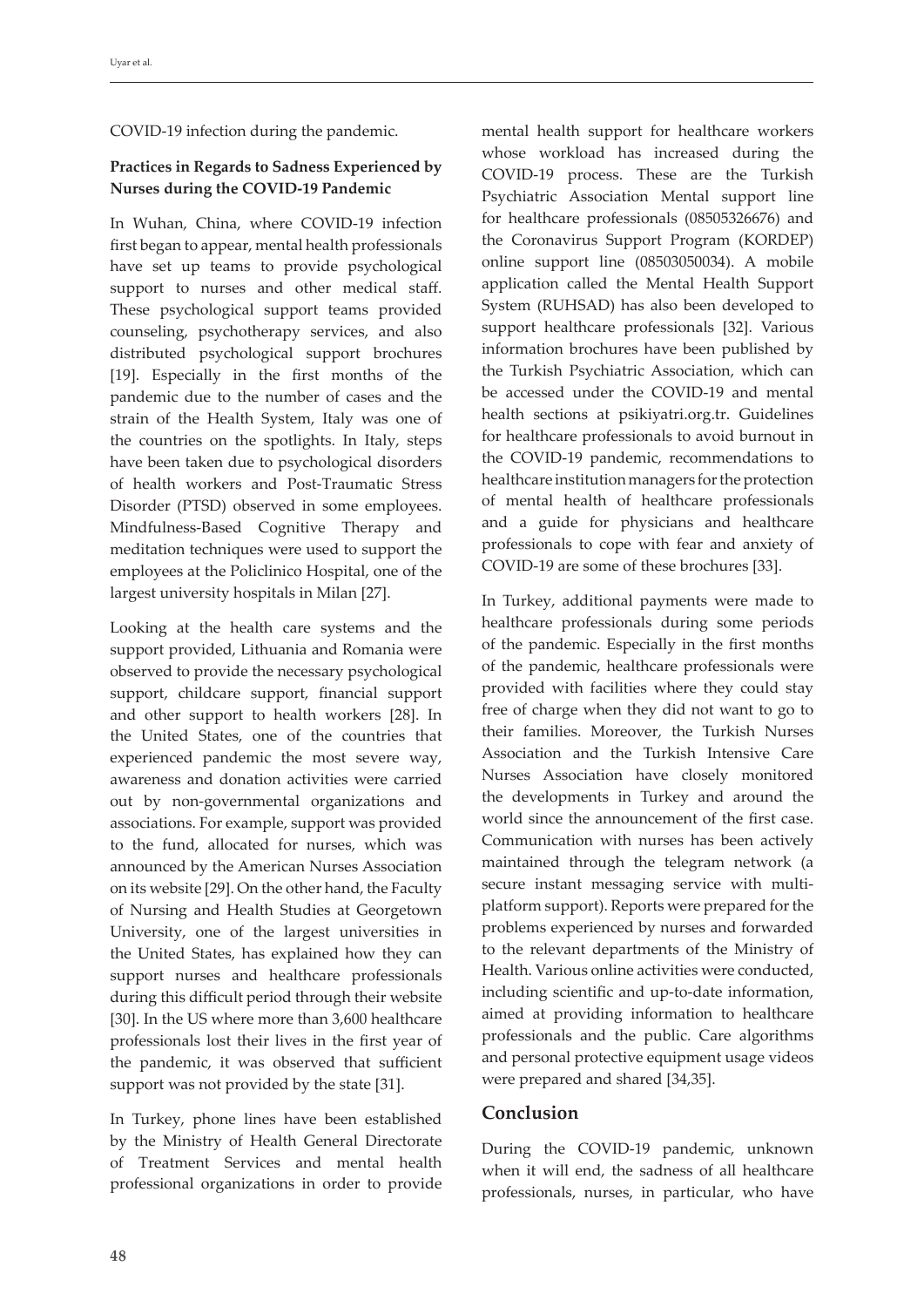COVID-19 infection during the pandemic.

**Practices in Regards to Sadness Experienced by Nurses during the COVID-19 Pandemic**

In Wuhan, China, where COVID-19 infection first began to appear, mental health professionals have set up teams to provide psychological support to nurses and other medical staff. These psychological support teams provided counseling, psychotherapy services, and also distributed psychological support brochures [19]. Especially in the first months of the pandemic due to the number of cases and the strain of the Health System, Italy was one of the countries on the spotlights. In Italy, steps have been taken due to psychological disorders of health workers and Post-Traumatic Stress Disorder (PTSD) observed in some employees. Mindfulness-Based Cognitive Therapy and meditation techniques were used to support the employees at the Policlinico Hospital, one of the largest university hospitals in Milan [27].

Looking at the health care systems and the support provided, Lithuania and Romania were observed to provide the necessary psychological support, childcare support, financial support and other support to health workers [28]. In the United States, one of the countries that experienced pandemic the most severe way, awareness and donation activities were carried out by non-governmental organizations and associations. For example, support was provided to the fund, allocated for nurses, which was announced by the American Nurses Association on its website [29]. On the other hand, the Faculty of Nursing and Health Studies at Georgetown University, one of the largest universities in the United States, has explained how they can support nurses and healthcare professionals during this difficult period through their website [30]. In the US where more than 3,600 healthcare professionals lost their lives in the first year of the pandemic, it was observed that sufficient support was not provided by the state [31].

In Turkey, phone lines have been established by the Ministry of Health General Directorate of Treatment Services and mental health professional organizations in order to provide mental health support for healthcare workers whose workload has increased during the COVID-19 process. These are the Turkish Psychiatric Association Mental support line for healthcare professionals (08505326676) and the Coronavirus Support Program (KORDEP) online support line (08503050034). A mobile application called the Mental Health Support System (RUHSAD) has also been developed to support healthcare professionals [32]. Various information brochures have been published by the Turkish Psychiatric Association, which can be accessed under the COVID-19 and mental health sections at psikiyatri.org.tr. Guidelines for healthcare professionals to avoid burnout in the COVID-19 pandemic, recommendations to healthcare institution managers for the protection of mental health of healthcare professionals and a guide for physicians and healthcare professionals to cope with fear and anxiety of COVID-19 are some of these brochures [33].

In Turkey, additional payments were made to healthcare professionals during some periods of the pandemic. Especially in the first months of the pandemic, healthcare professionals were provided with facilities where they could stay free of charge when they did not want to go to their families. Moreover, the Turkish Nurses Association and the Turkish Intensive Care Nurses Association have closely monitored the developments in Turkey and around the world since the announcement of the first case. Communication with nurses has been actively maintained through the telegram network (a secure instant messaging service with multi-platform support). Reports were prepared for the problems experienced by nurses and forwarded to the relevant departments of the Ministry of Health. Various online activities were conducted, including scientific and up-to-date information, aimed at providing information to healthcare professionals and the public. Care algorithms and personal protective equipment usage videos were prepared and shared [34,35].

## Conclusion

During the COVID-19 pandemic, unknown when it will end, the sadness of all healthcare professionals, nurses, in particular, who have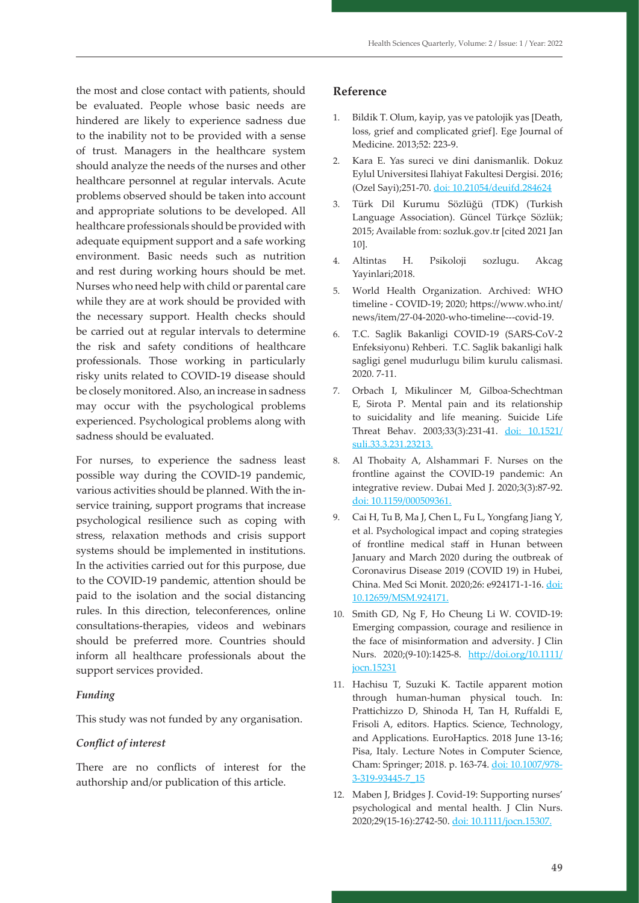the most and close contact with patients, should be evaluated. People whose basic needs are hindered are likely to experience sadness due to the inability not to be provided with a sense of trust. Managers in the healthcare system should analyze the needs of the nurses and other healthcare personnel at regular intervals. Acute problems observed should be taken into account and appropriate solutions to be developed. All healthcare professionals should be provided with adequate equipment support and a safe working environment. Basic needs such as nutrition and rest during working hours should be met. Nurses who need help with child or parental care while they are at work should be provided with the necessary support. Health checks should be carried out at regular intervals to determine the risk and safety conditions of healthcare professionals. Those working in particularly risky units related to COVID-19 disease should be closely monitored. Also, an increase in sadness may occur with the psychological problems experienced. Psychological problems along with sadness should be evaluated.

For nurses, to experience the sadness least possible way during the COVID-19 pandemic, various activities should be planned. With the in-service training, support programs that increase psychological resilience such as coping with stress, relaxation methods and crisis support systems should be implemented in institutions. In the activities carried out for this purpose, due to the COVID-19 pandemic, attention should be paid to the isolation and the social distancing rules. In this direction, teleconferences, online consultations-therapies, videos and webinars should be preferred more. Countries should inform all healthcare professionals about the support services provided.

### *Funding*

This study was not funded by any organisation.

### *Conflict of interest*

There are no conflicts of interest for the authorship and/or publication of this article.

## Reference

1. Bildik T. Olum, kayip, yas ve patolojik yas [Death, loss, grief and complicated grief]. Ege Journal of Medicine. 2013;52: 223-9.
2. Kara E. Yas sureci ve dini danismanlik. Dokuz Eylul Universitesi Ilahiyat Fakultesi Dergisi. 2016;(Ozel Sayi);251-70. doi: 10.21054/deuifd.284624
3. Türk Dil Kurumu Sözlüğü (TDK) (Turkish Language Association). Güncel Türkçe Sözlük; 2015; Available from: sozluk.gov.tr [cited 2021 Jan 10].
4. Altintas H. Psikoloji sozlugu. Akcag Yayinlari;2018.
5. World Health Organization. Archived: WHO timeline - COVID-19; 2020; https://www.who.int/news/item/27-04-2020-who-timeline---covid-19.
6. T.C. Saglik Bakanligi COVID-19 (SARS-CoV-2 Enfeksiyonu) Rehberi. T.C. Saglik bakanligi halk sagligi genel mudurlugu bilim kurulu calismasi. 2020. 7-11.
7. Orbach I, Mikulincer M, Gilboa-Schechtman E, Sirota P. Mental pain and its relationship to suicidality and life meaning. Suicide Life Threat Behav. 2003;33(3):231-41. doi: 10.1521/suli.33.3.231.23213.
8. Al Thobaity A, Alshammari F. Nurses on the frontline against the COVID-19 pandemic: An integrative review. Dubai Med J. 2020;3(3):87-92. doi: 10.1159/000509361.
9. Cai H, Tu B, Ma J, Chen L, Fu L, Yongfang Jiang Y, et al. Psychological impact and coping strategies of frontline medical staff in Hunan between January and March 2020 during the outbreak of Coronavirus Disease 2019 (COVID 19) in Hubei, China. Med Sci Monit. 2020;26: e924171-1-16. doi: 10.12659/MSM.924171.
10. Smith GD, Ng F, Ho Cheung Li W. COVID-19: Emerging compassion, courage and resilience in the face of misinformation and adversity. J Clin Nurs. 2020;(9-10):1425-8. http://doi.org/10.1111/jocn.15231
11. Hachisu T, Suzuki K. Tactile apparent motion through human-human physical touch. In: Prattichizzo D, Shinoda H, Tan H, Ruffaldi E, Frisoli A, editors. Haptics. Science, Technology, and Applications. EuroHaptics. 2018 June 13-16; Pisa, Italy. Lecture Notes in Computer Science, Cham: Springer; 2018. p. 163-74. doi: 10.1007/978-3-319-93445-7_15
12. Maben J, Bridges J. Covid-19: Supporting nurses' psychological and mental health. J Clin Nurs. 2020;29(15-16):2742-50. doi: 10.1111/jocn.15307.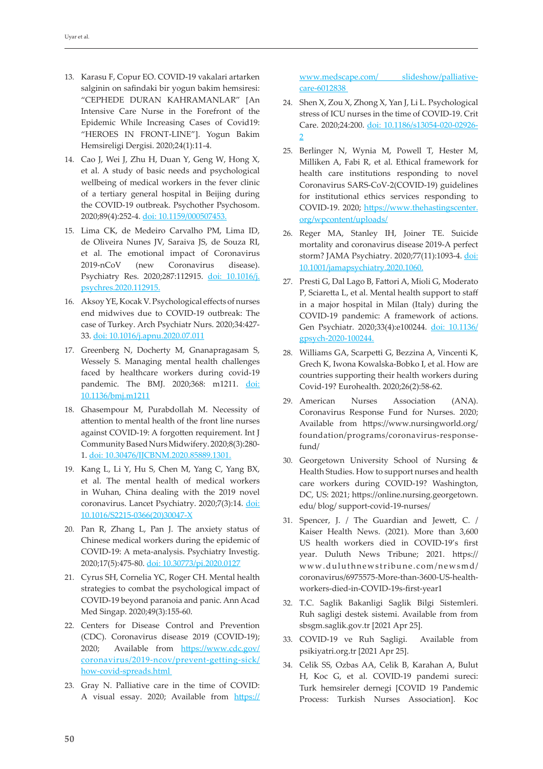13. Karasu F, Copur EO. COVID-19 vakalari artarken salginin on safindaki bir yogun bakim hemsiresi: "CEPHEDE DURAN KAHRAMANLAR" [An Intensive Care Nurse in the Forefront of the Epidemic While Increasing Cases of Covid19: "HEROES IN FRONT-LINE"]. Yogun Bakim Hemsireligi Dergisi. 2020;24(1):11-4.
14. Cao J, Wei J, Zhu H, Duan Y, Geng W, Hong X, et al. A study of basic needs and psychological wellbeing of medical workers in the fever clinic of a tertiary general hospital in Beijing during the COVID-19 outbreak. Psychother Psychosom. 2020;89(4):252-4. doi: 10.1159/000507453.
15. Lima CK, de Medeiro Carvalho PM, Lima ID, de Oliveira Nunes JV, Saraiva JS, de Souza RI, et al. The emotional impact of Coronavirus 2019-nCoV (new Coronavirus disease). Psychiatry Res. 2020;287:112915. doi: 10.1016/j.psychres.2020.112915.
16. Aksoy YE, Kocak V. Psychological effects of nurses end midwives due to COVID-19 outbreak: The case of Turkey. Arch Psychiatr Nurs. 2020;34:427-33. doi: 10.1016/j.apnu.2020.07.011
17. Greenberg N, Docherty M, Gnanapragasam S, Wessely S. Managing mental health challenges faced by healthcare workers during covid-19 pandemic. The BMJ. 2020;368: m1211. doi: 10.1136/bmj.m1211
18. Ghasempour M, Purabdollah M. Necessity of attention to mental health of the front line nurses against COVID-19: A forgotten requirement. Int J Community Based Nurs Midwifery. 2020;8(3):280-1. doi: 10.30476/IJCBNM.2020.85889.1301.
19. Kang L, Li Y, Hu S, Chen M, Yang C, Yang BX, et al. The mental health of medical workers in Wuhan, China dealing with the 2019 novel coronavirus. Lancet Psychiatry. 2020;7(3):14. doi: 10.1016/S2215-0366(20)30047-X
20. Pan R, Zhang L, Pan J. The anxiety status of Chinese medical workers during the epidemic of COVID-19: A meta-analysis. Psychiatry Investig. 2020;17(5):475-80. doi: 10.30773/pi.2020.0127
21. Cyrus SH, Cornelia YC, Roger CH. Mental health strategies to combat the psychological impact of COVID-19 beyond paranoia and panic. Ann Acad Med Singap. 2020;49(3):155-60.
22. Centers for Disease Control and Prevention (CDC). Coronavirus disease 2019 (COVID-19); 2020; Available from https://www.cdc.gov/coronavirus/2019-ncov/prevent-getting-sick/how-covid-spreads.html
23. Gray N. Palliative care in the time of COVID: A visual essay. 2020; Available from https://www.medscape.com/ slideshow/palliative-care-6012838
24. Shen X, Zou X, Zhong X, Yan J, Li L. Psychological stress of ICU nurses in the time of COVID-19. Crit Care. 2020;24:200. doi: 10.1186/s13054-020-02926-2
25. Berlinger N, Wynia M, Powell T, Hester M, Milliken A, Fabi R, et al. Ethical framework for health care institutions responding to novel Coronavirus SARS-CoV-2(COVID-19) guidelines for institutional ethics services responding to COVID-19. 2020; https://www.thehastingscenter.org/wpcontent/uploads/
26. Reger MA, Stanley IH, Joiner TE. Suicide mortality and coronavirus disease 2019-A perfect storm? JAMA Psychiatry. 2020;77(11):1093-4. doi: 10.1001/jamapsychiatry.2020.1060.
27. Presti G, Dal Lago B, Fattori A, Mioli G, Moderato P, Sciaretta L, et al. Mental health support to staff in a major hospital in Milan (Italy) during the COVID-19 pandemic: A framework of actions. Gen Psychiatr. 2020;33(4):e100244. doi: 10.1136/gpsych-2020-100244.
28. Williams GA, Scarpetti G, Bezzina A, Vincenti K, Grech K, Iwona Kowalska-Bobko I, et al. How are countries supporting their health workers during Covid-19? Eurohealth. 2020;26(2):58-62.
29. American Nurses Association (ANA). Coronavirus Response Fund for Nurses. 2020; Available from https://www.nursingworld.org/foundation/programs/coronavirus-response-fund/
30. Georgetown University School of Nursing & Health Studies. How to support nurses and health care workers during COVID-19? Washington, DC, US: 2021; https://online.nursing.georgetown.edu/ blog/ support-covid-19-nurses/
31. Spencer, J. / The Guardian and Jewett, C. / Kaiser Health News. (2021). More than 3,600 US health workers died in COVID-19's first year. Duluth News Tribune; 2021. https://www.duluthnewstribune.com/newsmd/coronavirus/6975575-More-than-3600-US-health-workers-died-in-COVID-19s-first-year1
32. T.C. Saglik Bakanligi Saglik Bilgi Sistemleri. Ruh sagligi destek sistemi. Available from from sbsgm.saglik.gov.tr [2021 Apr 25].
33. COVID-19 ve Ruh Sagligi. Available from psikiyatri.org.tr [2021 Apr 25].
34. Celik SS, Ozbas AA, Celik B, Karahan A, Bulut H, Koc G, et al. COVID-19 pandemi sureci: Turk hemsireler dernegi [COVID 19 Pandemic Process: Turkish Nurses Association]. Koc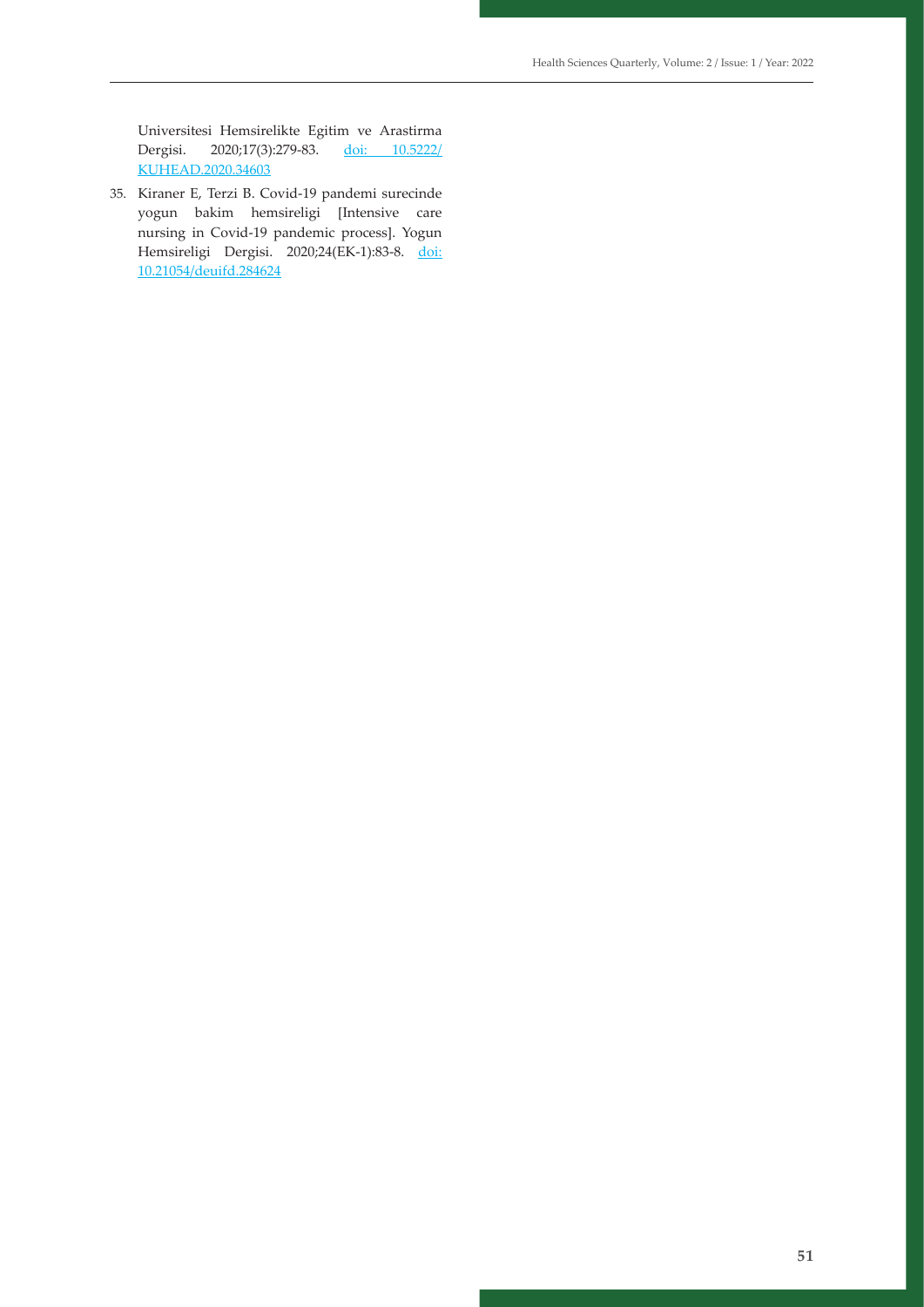Universitesi Hemsirelikte Egitim ve Arastirma Dergisi. 2020;17(3):279-83. [doi: 10.5222/KUHEAD.2020.34603](https://doi.org/10.5222/KUHEAD.2020.34603)

35. Kiraner E, Terzi B. Covid-19 pandemi surecinde yogun bakim hemsireligi [Intensive care nursing in Covid-19 pandemic process]. Yogun Hemsireligi Dergisi. 2020;24(EK-1):83-8. [doi: 10.21054/deuifd.284624](https://doi.org/10.21054/deuifd.284624)